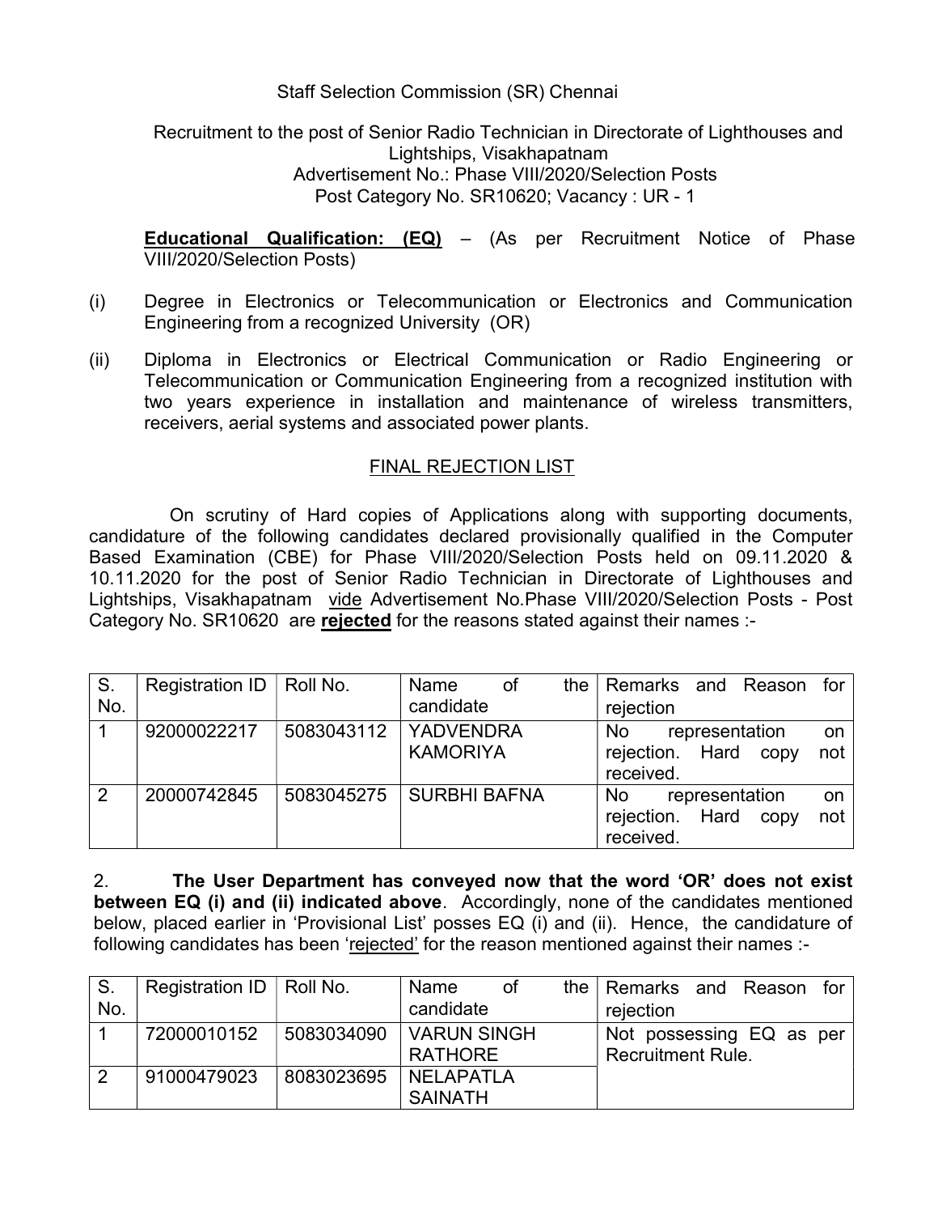Staff Selection Commission (SR) Chennai

Recruitment to the post of Senior Radio Technician in Directorate of Lighthouses and Lightships, Visakhapatnam
Advertisement No.: Phase VIII/2020/Selection Posts
Post Category No. SR10620; Vacancy : UR - 1

**Educational Qualification: (EQ)** – (As per Recruitment Notice of Phase VIII/2020/Selection Posts)

(i) Degree in Electronics or Telecommunication or Electronics and Communication Engineering from a recognized University (OR)

(ii) Diploma in Electronics or Electrical Communication or Radio Engineering or Telecommunication or Communication Engineering from a recognized institution with two years experience in installation and maintenance of wireless transmitters, receivers, aerial systems and associated power plants.

FINAL REJECTION LIST

On scrutiny of Hard copies of Applications along with supporting documents, candidature of the following candidates declared provisionally qualified in the Computer Based Examination (CBE) for Phase VIII/2020/Selection Posts held on 09.11.2020 & 10.11.2020 for the post of Senior Radio Technician in Directorate of Lighthouses and Lightships, Visakhapatnam vide Advertisement No.Phase VIII/2020/Selection Posts - Post Category No. SR10620 are **rejected** for the reasons stated against their names :-

| S. No. | Registration ID | Roll No. | Name of the candidate | Remarks and Reason for rejection |
|---|---|---|---|---|
| 1 | 92000022217 | 5083043112 | YADVENDRA KAMORIYA | No representation on rejection. Hard copy not received. |
| 2 | 20000742845 | 5083045275 | SURBHI BAFNA | No representation on rejection. Hard copy not received. |

2. **The User Department has conveyed now that the word 'OR' does not exist between EQ (i) and (ii) indicated above**. Accordingly, none of the candidates mentioned below, placed earlier in 'Provisional List' posses EQ (i) and (ii). Hence, the candidature of following candidates has been 'rejected' for the reason mentioned against their names :-

| S. No. | Registration ID | Roll No. | Name of the candidate | Remarks and Reason for rejection |
|---|---|---|---|---|
| 1 | 72000010152 | 5083034090 | VARUN SINGH RATHORE | Not possessing EQ as per Recruitment Rule. |
| 2 | 91000479023 | 8083023695 | NELAPATLA SAINATH | |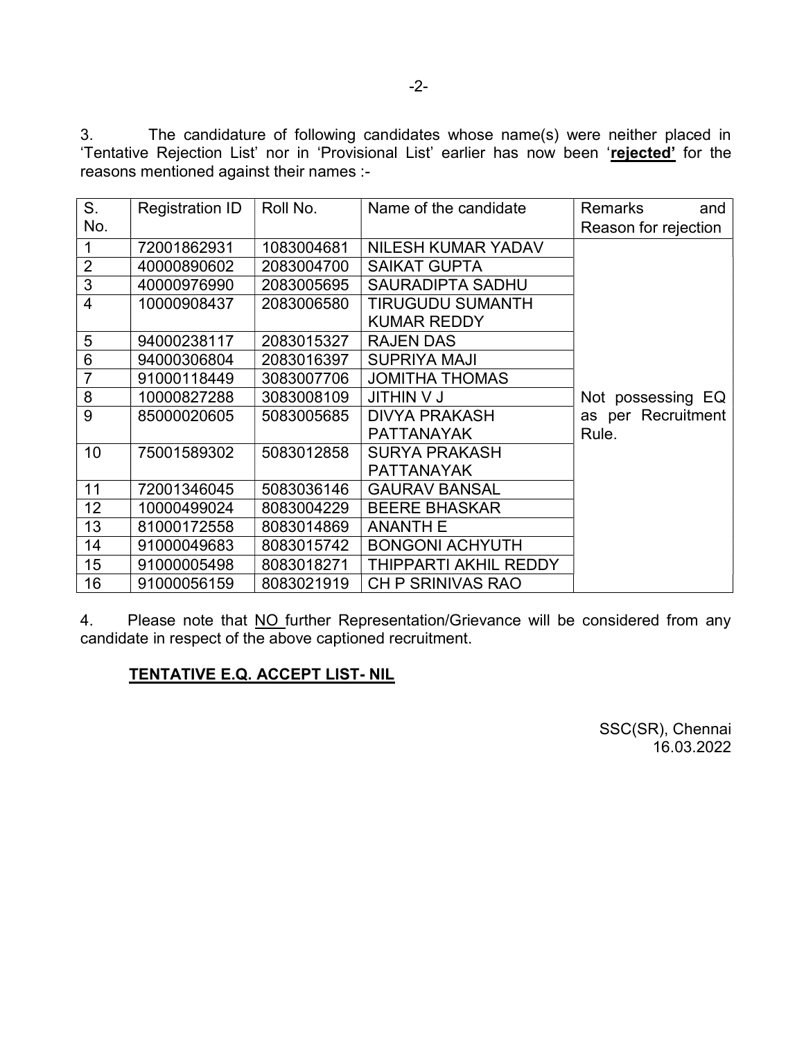3. The candidature of following candidates whose name(s) were neither placed in 'Tentative Rejection List' nor in 'Provisional List' earlier has now been '**rejected**' for the reasons mentioned against their names :-

| S. No. | Registration ID | Roll No. | Name of the candidate | Remarks and Reason for rejection |
|---|---|---|---|---|
| 1 | 72001862931 | 1083004681 | NILESH KUMAR YADAV | Not possessing EQ as per Recruitment Rule. |
| 2 | 40000890602 | 2083004700 | SAIKAT GUPTA | |
| 3 | 40000976990 | 2083005695 | SAURADIPTA SADHU | |
| 4 | 10000908437 | 2083006580 | TIRUGUDU SUMANTH KUMAR REDDY | |
| 5 | 94000238117 | 2083015327 | RAJEN DAS | |
| 6 | 94000306804 | 2083016397 | SUPRIYA MAJI | |
| 7 | 91000118449 | 3083007706 | JOMITHA THOMAS | |
| 8 | 10000827288 | 3083008109 | JITHIN V J | |
| 9 | 85000020605 | 5083005685 | DIVYA PRAKASH PATTANAYAK | |
| 10 | 75001589302 | 5083012858 | SURYA PRAKASH PATTANAYAK | |
| 11 | 72001346045 | 5083036146 | GAURAV BANSAL | |
| 12 | 10000499024 | 8083004229 | BEERE BHASKAR | |
| 13 | 81000172558 | 8083014869 | ANANTH E | |
| 14 | 91000049683 | 8083015742 | BONGONI ACHYUTH | |
| 15 | 91000005498 | 8083018271 | THIPPARTI AKHIL REDDY | |
| 16 | 91000056159 | 8083021919 | CH P SRINIVAS RAO | |

4. Please note that NO further Representation/Grievance will be considered from any candidate in respect of the above captioned recruitment.

**TENTATIVE E.Q. ACCEPT LIST- NIL**

SSC(SR), Chennai
16.03.2022